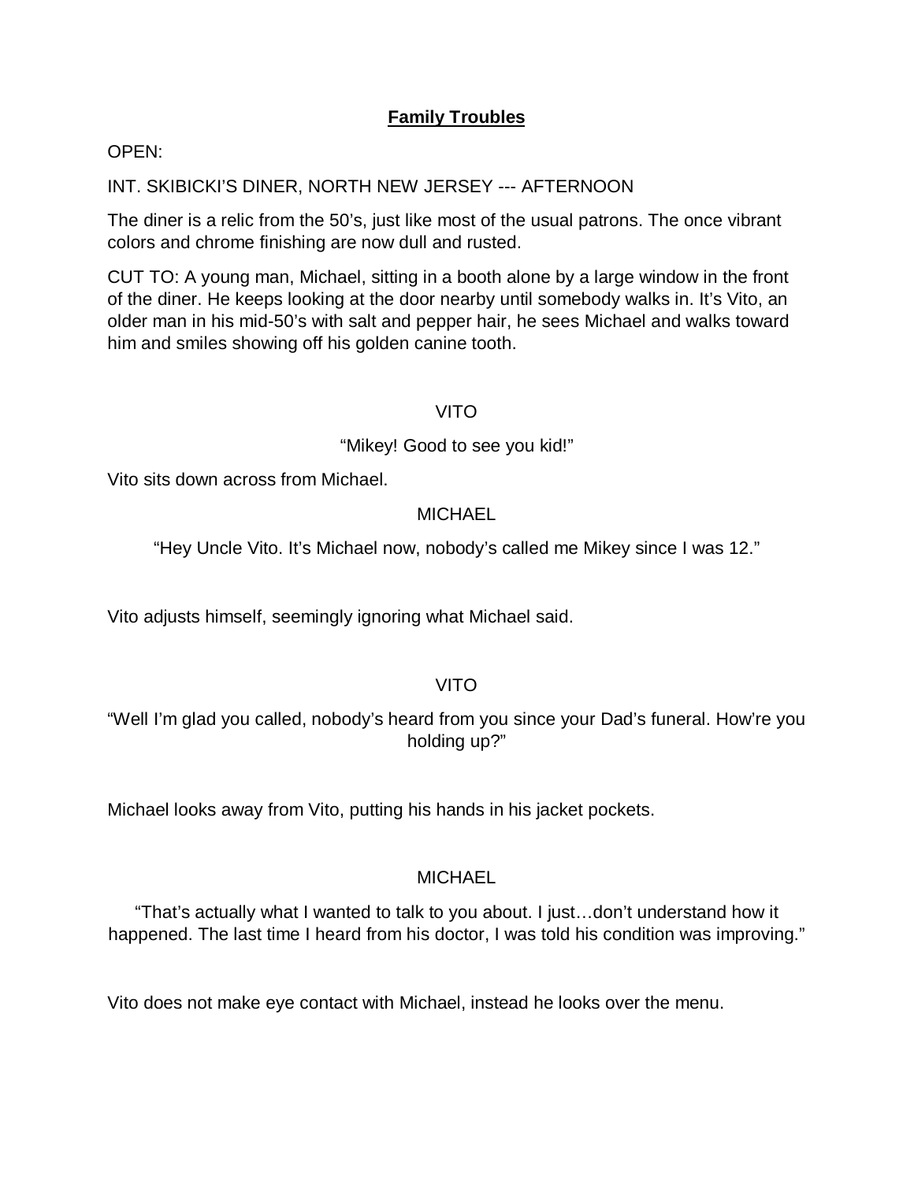**Family Troubles**

OPEN:

INT. SKIBICKI'S DINER, NORTH NEW JERSEY --- AFTERNOON

The diner is a relic from the 50's, just like most of the usual patrons. The once vibrant colors and chrome finishing are now dull and rusted.

CUT TO: A young man, Michael, sitting in a booth alone by a large window in the front of the diner. He keeps looking at the door nearby until somebody walks in. It's Vito, an older man in his mid-50's with salt and pepper hair, he sees Michael and walks toward him and smiles showing off his golden canine tooth.

VITO

"Mikey! Good to see you kid!"

Vito sits down across from Michael.

MICHAEL

"Hey Uncle Vito. It's Michael now, nobody's called me Mikey since I was 12."

Vito adjusts himself, seemingly ignoring what Michael said.

VITO

"Well I'm glad you called, nobody's heard from you since your Dad's funeral. How're you holding up?"

Michael looks away from Vito, putting his hands in his jacket pockets.

MICHAEL

"That's actually what I wanted to talk to you about. I just…don't understand how it happened. The last time I heard from his doctor, I was told his condition was improving."

Vito does not make eye contact with Michael, instead he looks over the menu.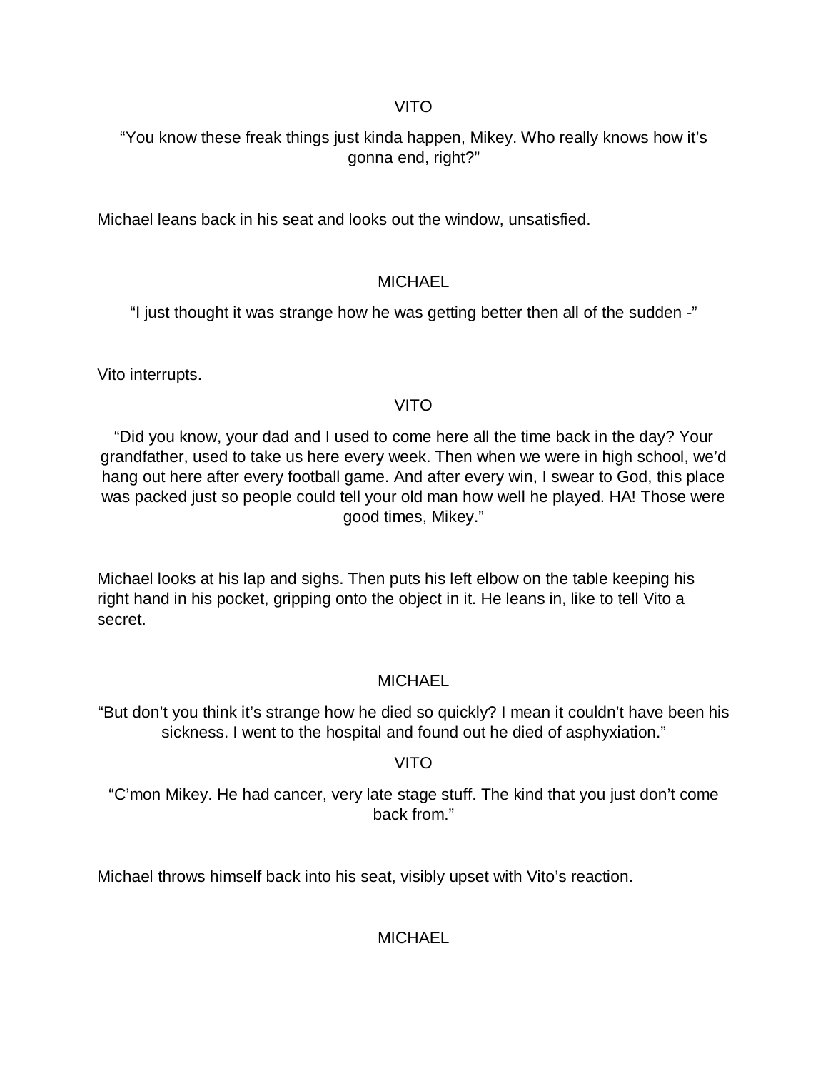VITO

"You know these freak things just kinda happen, Mikey. Who really knows how it's gonna end, right?"

Michael leans back in his seat and looks out the window, unsatisfied.

MICHAEL

"I just thought it was strange how he was getting better then all of the sudden -"

Vito interrupts.

VITO

"Did you know, your dad and I used to come here all the time back in the day? Your grandfather, used to take us here every week. Then when we were in high school, we'd hang out here after every football game. And after every win, I swear to God, this place was packed just so people could tell your old man how well he played. HA! Those were good times, Mikey."

Michael looks at his lap and sighs. Then puts his left elbow on the table keeping his right hand in his pocket, gripping onto the object in it. He leans in, like to tell Vito a secret.

MICHAEL

"But don't you think it's strange how he died so quickly? I mean it couldn't have been his sickness. I went to the hospital and found out he died of asphyxiation."

VITO

"C'mon Mikey. He had cancer, very late stage stuff. The kind that you just don't come back from."

Michael throws himself back into his seat, visibly upset with Vito's reaction.

MICHAEL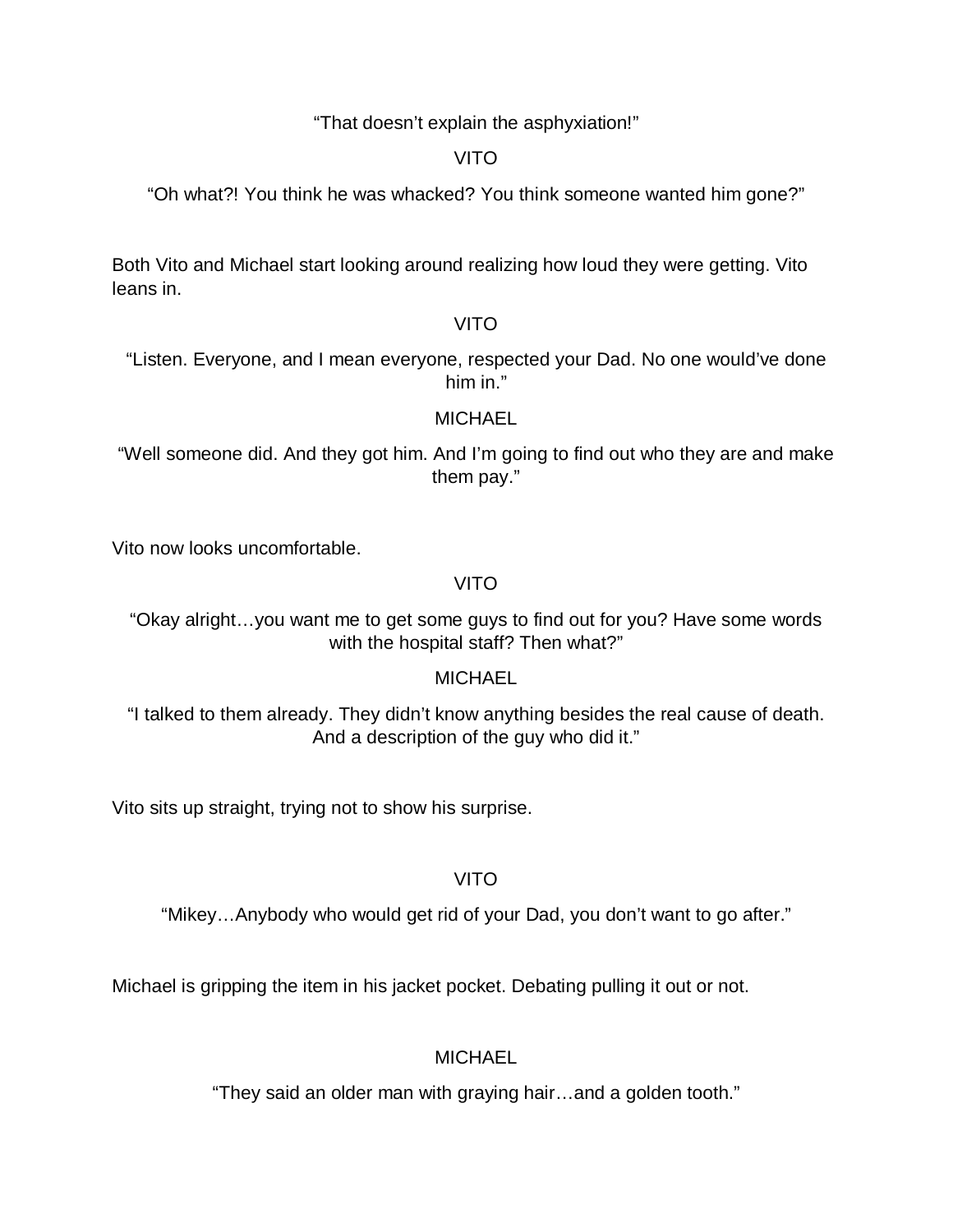"That doesn't explain the asphyxiation!"

VITO

"Oh what?! You think he was whacked? You think someone wanted him gone?"

Both Vito and Michael start looking around realizing how loud they were getting. Vito leans in.

VITO

"Listen. Everyone, and I mean everyone, respected your Dad. No one would've done him in."

MICHAEL

"Well someone did. And they got him. And I'm going to find out who they are and make them pay."

Vito now looks uncomfortable.

VITO

"Okay alright…you want me to get some guys to find out for you? Have some words with the hospital staff? Then what?"

MICHAEL

"I talked to them already. They didn't know anything besides the real cause of death. And a description of the guy who did it."

Vito sits up straight, trying not to show his surprise.

VITO

"Mikey…Anybody who would get rid of your Dad, you don't want to go after."

Michael is gripping the item in his jacket pocket. Debating pulling it out or not.

MICHAEL

"They said an older man with graying hair…and a golden tooth."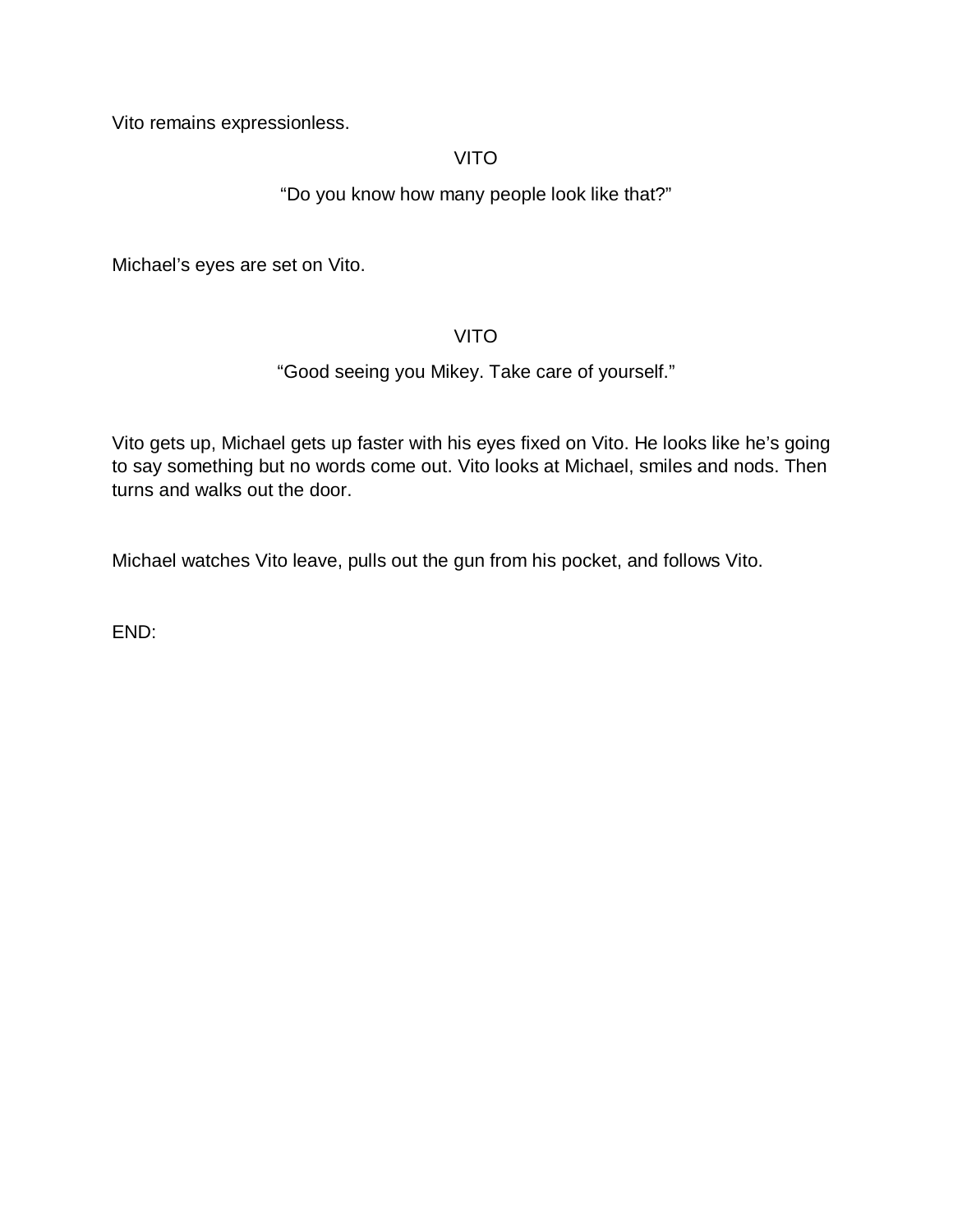Vito remains expressionless.

VITO

"Do you know how many people look like that?"

Michael's eyes are set on Vito.

VITO

"Good seeing you Mikey. Take care of yourself."

Vito gets up, Michael gets up faster with his eyes fixed on Vito. He looks like he's going to say something but no words come out. Vito looks at Michael, smiles and nods. Then turns and walks out the door.

Michael watches Vito leave, pulls out the gun from his pocket, and follows Vito.

END: